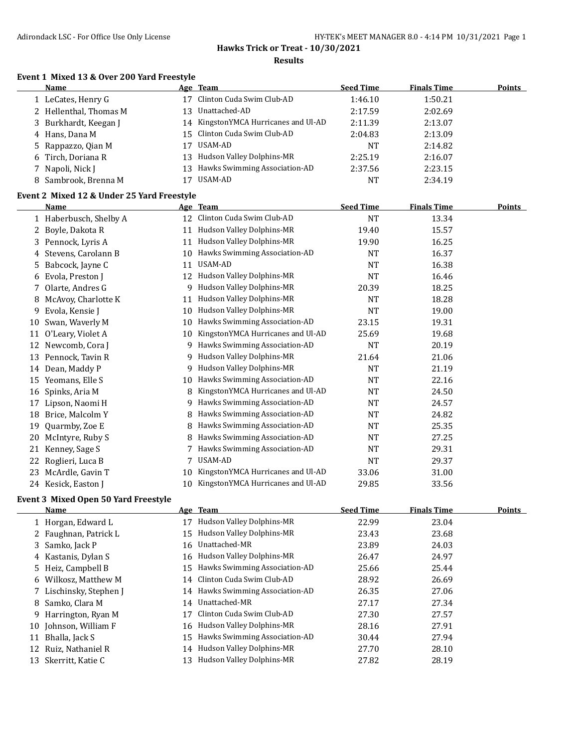# Hawks Trick or Treat - 10/30/2021

## Results

### Event 1 Mixed 13 & Over 200 Yard Freestyle

| | Name | Age | Team | Seed Time | Finals Time | Points |
|---|---|---|---|---|---|---|
| 1 | LeCates, Henry G | 17 | Clinton Cuda Swim Club-AD | 1:46.10 | 1:50.21 | |
| 2 | Hellenthal, Thomas M | 13 | Unattached-AD | 2:17.59 | 2:02.69 | |
| 3 | Burkhardt, Keegan J | 14 | KingstonYMCA Hurricanes and Ul-AD | 2:11.39 | 2:13.07 | |
| 4 | Hans, Dana M | 15 | Clinton Cuda Swim Club-AD | 2:04.83 | 2:13.09 | |
| 5 | Rappazzo, Qian M | 17 | USAM-AD | NT | 2:14.82 | |
| 6 | Tirch, Doriana R | 13 | Hudson Valley Dolphins-MR | 2:25.19 | 2:16.07 | |
| 7 | Napoli, Nick J | 13 | Hawks Swimming Association-AD | 2:37.56 | 2:23.15 | |
| 8 | Sambrook, Brenna M | 17 | USAM-AD | NT | 2:34.19 | |

### Event 2 Mixed 12 & Under 25 Yard Freestyle

| | Name | Age | Team | Seed Time | Finals Time | Points |
|---|---|---|---|---|---|---|
| 1 | Haberbusch, Shelby A | 12 | Clinton Cuda Swim Club-AD | NT | 13.34 | |
| 2 | Boyle, Dakota R | 11 | Hudson Valley Dolphins-MR | 19.40 | 15.57 | |
| 3 | Pennock, Lyris A | 11 | Hudson Valley Dolphins-MR | 19.90 | 16.25 | |
| 4 | Stevens, Carolann B | 10 | Hawks Swimming Association-AD | NT | 16.37 | |
| 5 | Babcock, Jayne C | 11 | USAM-AD | NT | 16.38 | |
| 6 | Evola, Preston J | 12 | Hudson Valley Dolphins-MR | NT | 16.46 | |
| 7 | Olarte, Andres G | 9 | Hudson Valley Dolphins-MR | 20.39 | 18.25 | |
| 8 | McAvoy, Charlotte K | 11 | Hudson Valley Dolphins-MR | NT | 18.28 | |
| 9 | Evola, Kensie J | 10 | Hudson Valley Dolphins-MR | NT | 19.00 | |
| 10 | Swan, Waverly M | 10 | Hawks Swimming Association-AD | 23.15 | 19.31 | |
| 11 | O'Leary, Violet A | 10 | KingstonYMCA Hurricanes and Ul-AD | 25.69 | 19.68 | |
| 12 | Newcomb, Cora J | 9 | Hawks Swimming Association-AD | NT | 20.19 | |
| 13 | Pennock, Tavin R | 9 | Hudson Valley Dolphins-MR | 21.64 | 21.06 | |
| 14 | Dean, Maddy P | 9 | Hudson Valley Dolphins-MR | NT | 21.19 | |
| 15 | Yeomans, Elle S | 10 | Hawks Swimming Association-AD | NT | 22.16 | |
| 16 | Spinks, Aria M | 8 | KingstonYMCA Hurricanes and Ul-AD | NT | 24.50 | |
| 17 | Lipson, Naomi H | 9 | Hawks Swimming Association-AD | NT | 24.57 | |
| 18 | Brice, Malcolm Y | 8 | Hawks Swimming Association-AD | NT | 24.82 | |
| 19 | Quarmby, Zoe E | 8 | Hawks Swimming Association-AD | NT | 25.35 | |
| 20 | McIntyre, Ruby S | 8 | Hawks Swimming Association-AD | NT | 27.25 | |
| 21 | Kenney, Sage S | 7 | Hawks Swimming Association-AD | NT | 29.31 | |
| 22 | Roglieri, Luca B | 7 | USAM-AD | NT | 29.37 | |
| 23 | McArdle, Gavin T | 10 | KingstonYMCA Hurricanes and Ul-AD | 33.06 | 31.00 | |
| 24 | Kesick, Easton J | 10 | KingstonYMCA Hurricanes and Ul-AD | 29.85 | 33.56 | |

### Event 3 Mixed Open 50 Yard Freestyle

| | Name | Age | Team | Seed Time | Finals Time | Points |
|---|---|---|---|---|---|---|
| 1 | Horgan, Edward L | 17 | Hudson Valley Dolphins-MR | 22.99 | 23.04 | |
| 2 | Faughnan, Patrick L | 15 | Hudson Valley Dolphins-MR | 23.43 | 23.68 | |
| 3 | Samko, Jack P | 16 | Unattached-MR | 23.89 | 24.03 | |
| 4 | Kastanis, Dylan S | 16 | Hudson Valley Dolphins-MR | 26.47 | 24.97 | |
| 5 | Heiz, Campbell B | 15 | Hawks Swimming Association-AD | 25.66 | 25.44 | |
| 6 | Wilkosz, Matthew M | 14 | Clinton Cuda Swim Club-AD | 28.92 | 26.69 | |
| 7 | Lischinsky, Stephen J | 14 | Hawks Swimming Association-AD | 26.35 | 27.06 | |
| 8 | Samko, Clara M | 14 | Unattached-MR | 27.17 | 27.34 | |
| 9 | Harrington, Ryan M | 17 | Clinton Cuda Swim Club-AD | 27.30 | 27.57 | |
| 10 | Johnson, William F | 16 | Hudson Valley Dolphins-MR | 28.16 | 27.91 | |
| 11 | Bhalla, Jack S | 15 | Hawks Swimming Association-AD | 30.44 | 27.94 | |
| 12 | Ruiz, Nathaniel R | 14 | Hudson Valley Dolphins-MR | 27.70 | 28.10 | |
| 13 | Skerritt, Katie C | 13 | Hudson Valley Dolphins-MR | 27.82 | 28.19 | |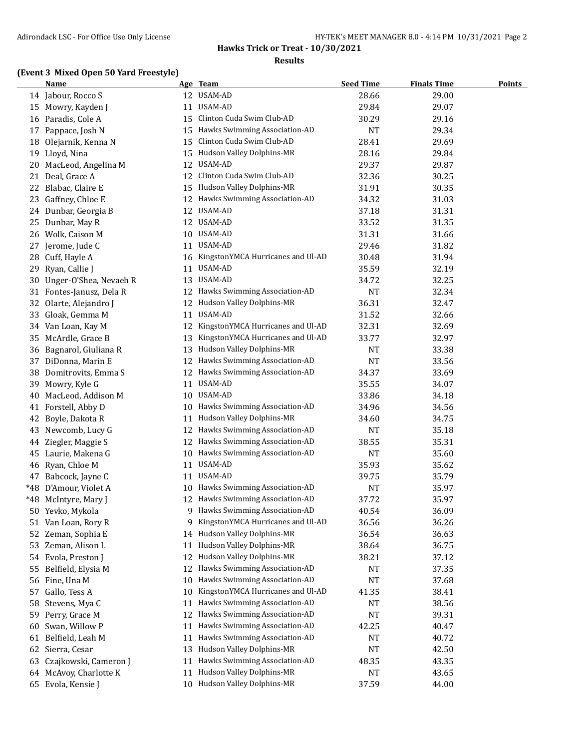## Hawks Trick or Treat - 10/30/2021

### Results

### (Event 3 Mixed Open 50 Yard Freestyle)

| | Name | Age | Team | Seed Time | Finals Time | Points |
|---|---|---|---|---|---|---|
| 14 | Jabour, Rocco S | 12 | USAM-AD | 28.66 | 29.00 | |
| 15 | Mowry, Kayden J | 11 | USAM-AD | 29.84 | 29.07 | |
| 16 | Paradis, Cole A | 15 | Clinton Cuda Swim Club-AD | 30.29 | 29.16 | |
| 17 | Pappace, Josh N | 15 | Hawks Swimming Association-AD | NT | 29.34 | |
| 18 | Olejarnik, Kenna N | 15 | Clinton Cuda Swim Club-AD | 28.41 | 29.69 | |
| 19 | Lloyd, Nina | 15 | Hudson Valley Dolphins-MR | 28.16 | 29.84 | |
| 20 | MacLeod, Angelina M | 12 | USAM-AD | 29.37 | 29.87 | |
| 21 | Deal, Grace A | 12 | Clinton Cuda Swim Club-AD | 32.36 | 30.25 | |
| 22 | Blabac, Claire E | 15 | Hudson Valley Dolphins-MR | 31.91 | 30.35 | |
| 23 | Gaffney, Chloe E | 12 | Hawks Swimming Association-AD | 34.32 | 31.03 | |
| 24 | Dunbar, Georgia B | 12 | USAM-AD | 37.18 | 31.31 | |
| 25 | Dunbar, May R | 12 | USAM-AD | 33.52 | 31.35 | |
| 26 | Wolk, Caison M | 10 | USAM-AD | 31.31 | 31.66 | |
| 27 | Jerome, Jude C | 11 | USAM-AD | 29.46 | 31.82 | |
| 28 | Cuff, Hayle A | 16 | KingstonYMCA Hurricanes and Ul-AD | 30.48 | 31.94 | |
| 29 | Ryan, Callie J | 11 | USAM-AD | 35.59 | 32.19 | |
| 30 | Unger-O'Shea, Nevaeh R | 13 | USAM-AD | 34.72 | 32.25 | |
| 31 | Fontes-Janusz, Dela R | 12 | Hawks Swimming Association-AD | NT | 32.34 | |
| 32 | Olarte, Alejandro J | 12 | Hudson Valley Dolphins-MR | 36.31 | 32.47 | |
| 33 | Gloak, Gemma M | 11 | USAM-AD | 31.52 | 32.66 | |
| 34 | Van Loan, Kay M | 12 | KingstonYMCA Hurricanes and Ul-AD | 32.31 | 32.69 | |
| 35 | McArdle, Grace B | 13 | KingstonYMCA Hurricanes and Ul-AD | 33.77 | 32.97 | |
| 36 | Bagnarol, Giuliana R | 13 | Hudson Valley Dolphins-MR | NT | 33.38 | |
| 37 | DiDonna, Marin E | 12 | Hawks Swimming Association-AD | NT | 33.56 | |
| 38 | Domitrovits, Emma S | 12 | Hawks Swimming Association-AD | 34.37 | 33.69 | |
| 39 | Mowry, Kyle G | 11 | USAM-AD | 35.55 | 34.07 | |
| 40 | MacLeod, Addison M | 10 | USAM-AD | 33.86 | 34.18 | |
| 41 | Forstell, Abby D | 10 | Hawks Swimming Association-AD | 34.96 | 34.56 | |
| 42 | Boyle, Dakota R | 11 | Hudson Valley Dolphins-MR | 34.60 | 34.75 | |
| 43 | Newcomb, Lucy G | 12 | Hawks Swimming Association-AD | NT | 35.18 | |
| 44 | Ziegler, Maggie S | 12 | Hawks Swimming Association-AD | 38.55 | 35.31 | |
| 45 | Laurie, Makena G | 10 | Hawks Swimming Association-AD | NT | 35.60 | |
| 46 | Ryan, Chloe M | 11 | USAM-AD | 35.93 | 35.62 | |
| 47 | Babcock, Jayne C | 11 | USAM-AD | 39.75 | 35.79 | |
| *48 | D'Amour, Violet A | 10 | Hawks Swimming Association-AD | NT | 35.97 | |
| *48 | McIntyre, Mary J | 12 | Hawks Swimming Association-AD | 37.72 | 35.97 | |
| 50 | Yevko, Mykola | 9 | Hawks Swimming Association-AD | 40.54 | 36.09 | |
| 51 | Van Loan, Rory R | 9 | KingstonYMCA Hurricanes and Ul-AD | 36.56 | 36.26 | |
| 52 | Zeman, Sophia E | 14 | Hudson Valley Dolphins-MR | 36.54 | 36.63 | |
| 53 | Zeman, Alison L | 11 | Hudson Valley Dolphins-MR | 38.64 | 36.75 | |
| 54 | Evola, Preston J | 12 | Hudson Valley Dolphins-MR | 38.21 | 37.12 | |
| 55 | Belfield, Elysia M | 12 | Hawks Swimming Association-AD | NT | 37.35 | |
| 56 | Fine, Una M | 10 | Hawks Swimming Association-AD | NT | 37.68 | |
| 57 | Gallo, Tess A | 10 | KingstonYMCA Hurricanes and Ul-AD | 41.35 | 38.41 | |
| 58 | Stevens, Mya C | 11 | Hawks Swimming Association-AD | NT | 38.56 | |
| 59 | Perry, Grace M | 12 | Hawks Swimming Association-AD | NT | 39.31 | |
| 60 | Swan, Willow P | 11 | Hawks Swimming Association-AD | 42.25 | 40.47 | |
| 61 | Belfield, Leah M | 11 | Hawks Swimming Association-AD | NT | 40.72 | |
| 62 | Sierra, Cesar | 13 | Hudson Valley Dolphins-MR | NT | 42.50 | |
| 63 | Czajkowski, Cameron J | 11 | Hawks Swimming Association-AD | 48.35 | 43.35 | |
| 64 | McAvoy, Charlotte K | 11 | Hudson Valley Dolphins-MR | NT | 43.65 | |
| 65 | Evola, Kensie J | 10 | Hudson Valley Dolphins-MR | 37.59 | 44.00 | |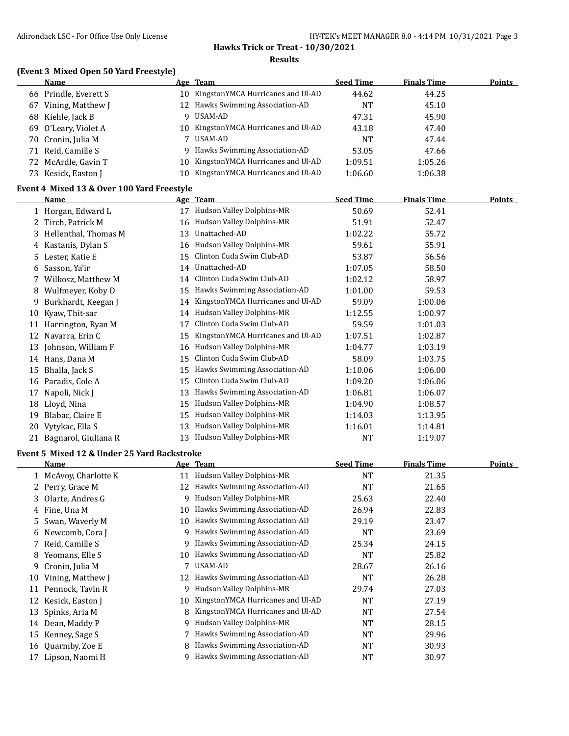# Hawks Trick or Treat - 10/30/2021

## Results

### (Event 3 Mixed Open 50 Yard Freestyle)

| | Name | Age | Team | Seed Time | Finals Time | Points |
|---|---|---|---|---|---|---|
| 66 | Prindle, Everett S | 10 | KingstonYMCA Hurricanes and Ul-AD | 44.62 | 44.25 | |
| 67 | Vining, Matthew J | 12 | Hawks Swimming Association-AD | NT | 45.10 | |
| 68 | Kiehle, Jack B | 9 | USAM-AD | 47.31 | 45.90 | |
| 69 | O'Leary, Violet A | 10 | KingstonYMCA Hurricanes and Ul-AD | 43.18 | 47.40 | |
| 70 | Cronin, Julia M | 7 | USAM-AD | NT | 47.44 | |
| 71 | Reid, Camille S | 9 | Hawks Swimming Association-AD | 53.05 | 47.66 | |
| 72 | McArdle, Gavin T | 10 | KingstonYMCA Hurricanes and Ul-AD | 1:09.51 | 1:05.26 | |
| 73 | Kesick, Easton J | 10 | KingstonYMCA Hurricanes and Ul-AD | 1:06.60 | 1:06.38 | |

### Event 4 Mixed 13 & Over 100 Yard Freestyle

| | Name | Age | Team | Seed Time | Finals Time | Points |
|---|---|---|---|---|---|---|
| 1 | Horgan, Edward L | 17 | Hudson Valley Dolphins-MR | 50.69 | 52.41 | |
| 2 | Tirch, Patrick M | 16 | Hudson Valley Dolphins-MR | 51.91 | 52.47 | |
| 3 | Hellenthal, Thomas M | 13 | Unattached-AD | 1:02.22 | 55.72 | |
| 4 | Kastanis, Dylan S | 16 | Hudson Valley Dolphins-MR | 59.61 | 55.91 | |
| 5 | Lester, Katie E | 15 | Clinton Cuda Swim Club-AD | 53.87 | 56.56 | |
| 6 | Sasson, Ya'ir | 14 | Unattached-AD | 1:07.05 | 58.50 | |
| 7 | Wilkosz, Matthew M | 14 | Clinton Cuda Swim Club-AD | 1:02.12 | 58.97 | |
| 8 | Wulfmeyer, Koby D | 15 | Hawks Swimming Association-AD | 1:01.00 | 59.53 | |
| 9 | Burkhardt, Keegan J | 14 | KingstonYMCA Hurricanes and Ul-AD | 59.09 | 1:00.06 | |
| 10 | Kyaw, Thit-sar | 14 | Hudson Valley Dolphins-MR | 1:12.55 | 1:00.97 | |
| 11 | Harrington, Ryan M | 17 | Clinton Cuda Swim Club-AD | 59.59 | 1:01.03 | |
| 12 | Navarra, Erin C | 15 | KingstonYMCA Hurricanes and Ul-AD | 1:07.51 | 1:02.87 | |
| 13 | Johnson, William F | 16 | Hudson Valley Dolphins-MR | 1:04.77 | 1:03.19 | |
| 14 | Hans, Dana M | 15 | Clinton Cuda Swim Club-AD | 58.09 | 1:03.75 | |
| 15 | Bhalla, Jack S | 15 | Hawks Swimming Association-AD | 1:10.06 | 1:06.00 | |
| 16 | Paradis, Cole A | 15 | Clinton Cuda Swim Club-AD | 1:09.20 | 1:06.06 | |
| 17 | Napoli, Nick J | 13 | Hawks Swimming Association-AD | 1:06.81 | 1:06.07 | |
| 18 | Lloyd, Nina | 15 | Hudson Valley Dolphins-MR | 1:04.90 | 1:08.57 | |
| 19 | Blabac, Claire E | 15 | Hudson Valley Dolphins-MR | 1:14.03 | 1:13.95 | |
| 20 | Vytykac, Ella S | 13 | Hudson Valley Dolphins-MR | 1:16.01 | 1:14.81 | |
| 21 | Bagnarol, Giuliana R | 13 | Hudson Valley Dolphins-MR | NT | 1:19.07 | |

### Event 5 Mixed 12 & Under 25 Yard Backstroke

| | Name | Age | Team | Seed Time | Finals Time | Points |
|---|---|---|---|---|---|---|
| 1 | McAvoy, Charlotte K | 11 | Hudson Valley Dolphins-MR | NT | 21.35 | |
| 2 | Perry, Grace M | 12 | Hawks Swimming Association-AD | NT | 21.65 | |
| 3 | Olarte, Andres G | 9 | Hudson Valley Dolphins-MR | 25.63 | 22.40 | |
| 4 | Fine, Una M | 10 | Hawks Swimming Association-AD | 26.94 | 22.83 | |
| 5 | Swan, Waverly M | 10 | Hawks Swimming Association-AD | 29.19 | 23.47 | |
| 6 | Newcomb, Cora J | 9 | Hawks Swimming Association-AD | NT | 23.69 | |
| 7 | Reid, Camille S | 9 | Hawks Swimming Association-AD | 25.34 | 24.15 | |
| 8 | Yeomans, Elle S | 10 | Hawks Swimming Association-AD | NT | 25.82 | |
| 9 | Cronin, Julia M | 7 | USAM-AD | 28.67 | 26.16 | |
| 10 | Vining, Matthew J | 12 | Hawks Swimming Association-AD | NT | 26.28 | |
| 11 | Pennock, Tavin R | 9 | Hudson Valley Dolphins-MR | 29.74 | 27.03 | |
| 12 | Kesick, Easton J | 10 | KingstonYMCA Hurricanes and Ul-AD | NT | 27.19 | |
| 13 | Spinks, Aria M | 8 | KingstonYMCA Hurricanes and Ul-AD | NT | 27.54 | |
| 14 | Dean, Maddy P | 9 | Hudson Valley Dolphins-MR | NT | 28.15 | |
| 15 | Kenney, Sage S | 7 | Hawks Swimming Association-AD | NT | 29.96 | |
| 16 | Quarmby, Zoe E | 8 | Hawks Swimming Association-AD | NT | 30.93 | |
| 17 | Lipson, Naomi H | 9 | Hawks Swimming Association-AD | NT | 30.97 | |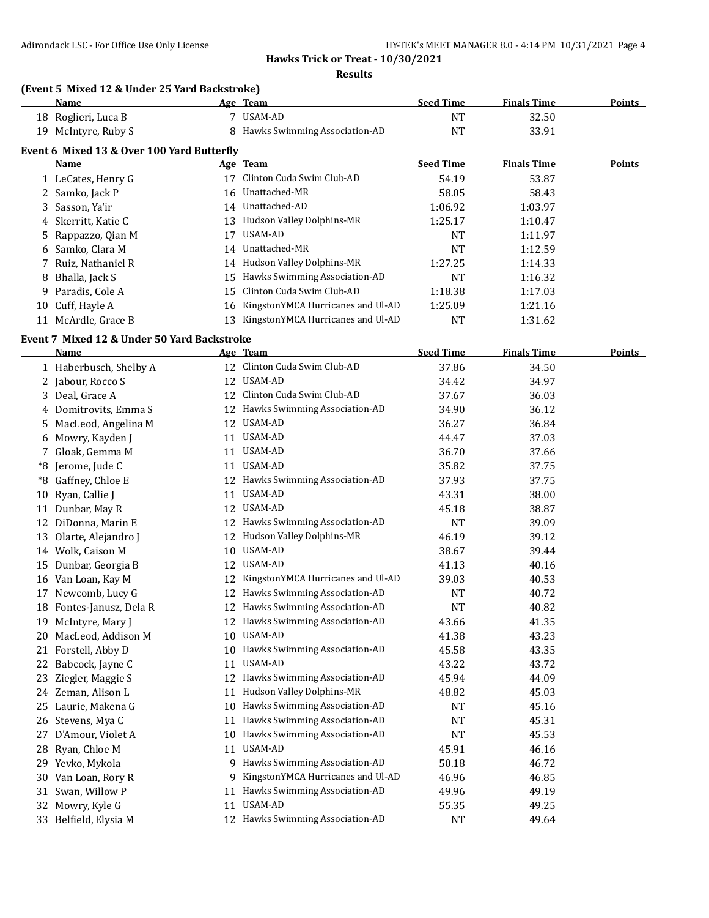**Hawks Trick or Treat - 10/30/2021**

**Results**

### (Event 5 Mixed 12 & Under 25 Yard Backstroke)

| | Name | Age | Team | Seed Time | Finals Time | Points |
|---|---|---|---|---|---|---|
| 18 | Roglieri, Luca B | 7 | USAM-AD | NT | 32.50 | |
| 19 | McIntyre, Ruby S | 8 | Hawks Swimming Association-AD | NT | 33.91 | |

### Event 6 Mixed 13 & Over 100 Yard Butterfly

| | Name | Age | Team | Seed Time | Finals Time | Points |
|---|---|---|---|---|---|---|
| 1 | LeCates, Henry G | 17 | Clinton Cuda Swim Club-AD | 54.19 | 53.87 | |
| 2 | Samko, Jack P | 16 | Unattached-MR | 58.05 | 58.43 | |
| 3 | Sasson, Ya'ir | 14 | Unattached-AD | 1:06.92 | 1:03.97 | |
| 4 | Skerritt, Katie C | 13 | Hudson Valley Dolphins-MR | 1:25.17 | 1:10.47 | |
| 5 | Rappazzo, Qian M | 17 | USAM-AD | NT | 1:11.97 | |
| 6 | Samko, Clara M | 14 | Unattached-MR | NT | 1:12.59 | |
| 7 | Ruiz, Nathaniel R | 14 | Hudson Valley Dolphins-MR | 1:27.25 | 1:14.33 | |
| 8 | Bhalla, Jack S | 15 | Hawks Swimming Association-AD | NT | 1:16.32 | |
| 9 | Paradis, Cole A | 15 | Clinton Cuda Swim Club-AD | 1:18.38 | 1:17.03 | |
| 10 | Cuff, Hayle A | 16 | KingstonYMCA Hurricanes and Ul-AD | 1:25.09 | 1:21.16 | |
| 11 | McArdle, Grace B | 13 | KingstonYMCA Hurricanes and Ul-AD | NT | 1:31.62 | |

### Event 7 Mixed 12 & Under 50 Yard Backstroke

| | Name | Age | Team | Seed Time | Finals Time | Points |
|---|---|---|---|---|---|---|
| 1 | Haberbusch, Shelby A | 12 | Clinton Cuda Swim Club-AD | 37.86 | 34.50 | |
| 2 | Jabour, Rocco S | 12 | USAM-AD | 34.42 | 34.97 | |
| 3 | Deal, Grace A | 12 | Clinton Cuda Swim Club-AD | 37.67 | 36.03 | |
| 4 | Domitrovits, Emma S | 12 | Hawks Swimming Association-AD | 34.90 | 36.12 | |
| 5 | MacLeod, Angelina M | 12 | USAM-AD | 36.27 | 36.84 | |
| 6 | Mowry, Kayden J | 11 | USAM-AD | 44.47 | 37.03 | |
| 7 | Gloak, Gemma M | 11 | USAM-AD | 36.70 | 37.66 | |
| *8 | Jerome, Jude C | 11 | USAM-AD | 35.82 | 37.75 | |
| *8 | Gaffney, Chloe E | 12 | Hawks Swimming Association-AD | 37.93 | 37.75 | |
| 10 | Ryan, Callie J | 11 | USAM-AD | 43.31 | 38.00 | |
| 11 | Dunbar, May R | 12 | USAM-AD | 45.18 | 38.87 | |
| 12 | DiDonna, Marin E | 12 | Hawks Swimming Association-AD | NT | 39.09 | |
| 13 | Olarte, Alejandro J | 12 | Hudson Valley Dolphins-MR | 46.19 | 39.12 | |
| 14 | Wolk, Caison M | 10 | USAM-AD | 38.67 | 39.44 | |
| 15 | Dunbar, Georgia B | 12 | USAM-AD | 41.13 | 40.16 | |
| 16 | Van Loan, Kay M | 12 | KingstonYMCA Hurricanes and Ul-AD | 39.03 | 40.53 | |
| 17 | Newcomb, Lucy G | 12 | Hawks Swimming Association-AD | NT | 40.72 | |
| 18 | Fontes-Janusz, Dela R | 12 | Hawks Swimming Association-AD | NT | 40.82 | |
| 19 | McIntyre, Mary J | 12 | Hawks Swimming Association-AD | 43.66 | 41.35 | |
| 20 | MacLeod, Addison M | 10 | USAM-AD | 41.38 | 43.23 | |
| 21 | Forstell, Abby D | 10 | Hawks Swimming Association-AD | 45.58 | 43.35 | |
| 22 | Babcock, Jayne C | 11 | USAM-AD | 43.22 | 43.72 | |
| 23 | Ziegler, Maggie S | 12 | Hawks Swimming Association-AD | 45.94 | 44.09 | |
| 24 | Zeman, Alison L | 11 | Hudson Valley Dolphins-MR | 48.82 | 45.03 | |
| 25 | Laurie, Makena G | 10 | Hawks Swimming Association-AD | NT | 45.16 | |
| 26 | Stevens, Mya C | 11 | Hawks Swimming Association-AD | NT | 45.31 | |
| 27 | D'Amour, Violet A | 10 | Hawks Swimming Association-AD | NT | 45.53 | |
| 28 | Ryan, Chloe M | 11 | USAM-AD | 45.91 | 46.16 | |
| 29 | Yevko, Mykola | 9 | Hawks Swimming Association-AD | 50.18 | 46.72 | |
| 30 | Van Loan, Rory R | 9 | KingstonYMCA Hurricanes and Ul-AD | 46.96 | 46.85 | |
| 31 | Swan, Willow P | 11 | Hawks Swimming Association-AD | 49.96 | 49.19 | |
| 32 | Mowry, Kyle G | 11 | USAM-AD | 55.35 | 49.25 | |
| 33 | Belfield, Elysia M | 12 | Hawks Swimming Association-AD | NT | 49.64 | |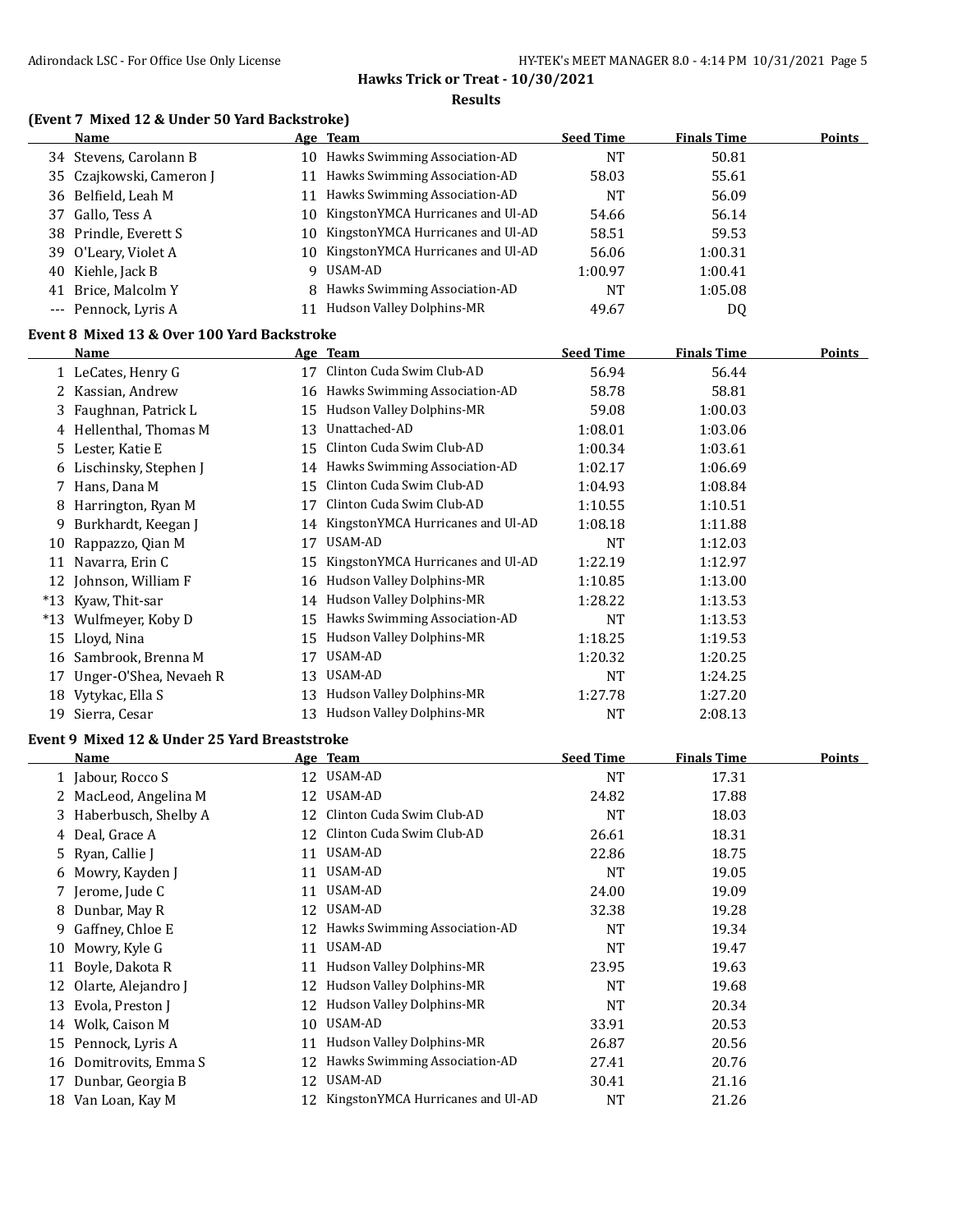**Hawks Trick or Treat - 10/30/2021**

**Results**

### (Event 7 Mixed 12 & Under 50 Yard Backstroke)

| | Name | Age | Team | Seed Time | Finals Time | Points |
|---|---|---|---|---|---|---|
| 34 | Stevens, Carolann B | 10 | Hawks Swimming Association-AD | NT | 50.81 | |
| 35 | Czajkowski, Cameron J | 11 | Hawks Swimming Association-AD | 58.03 | 55.61 | |
| 36 | Belfield, Leah M | 11 | Hawks Swimming Association-AD | NT | 56.09 | |
| 37 | Gallo, Tess A | 10 | KingstonYMCA Hurricanes and Ul-AD | 54.66 | 56.14 | |
| 38 | Prindle, Everett S | 10 | KingstonYMCA Hurricanes and Ul-AD | 58.51 | 59.53 | |
| 39 | O'Leary, Violet A | 10 | KingstonYMCA Hurricanes and Ul-AD | 56.06 | 1:00.31 | |
| 40 | Kiehle, Jack B | 9 | USAM-AD | 1:00.97 | 1:00.41 | |
| 41 | Brice, Malcolm Y | 8 | Hawks Swimming Association-AD | NT | 1:05.08 | |
| --- | Pennock, Lyris A | 11 | Hudson Valley Dolphins-MR | 49.67 | DQ | |

### Event 8 Mixed 13 & Over 100 Yard Backstroke

| | Name | Age | Team | Seed Time | Finals Time | Points |
|---|---|---|---|---|---|---|
| 1 | LeCates, Henry G | 17 | Clinton Cuda Swim Club-AD | 56.94 | 56.44 | |
| 2 | Kassian, Andrew | 16 | Hawks Swimming Association-AD | 58.78 | 58.81 | |
| 3 | Faughnan, Patrick L | 15 | Hudson Valley Dolphins-MR | 59.08 | 1:00.03 | |
| 4 | Hellenthal, Thomas M | 13 | Unattached-AD | 1:08.01 | 1:03.06 | |
| 5 | Lester, Katie E | 15 | Clinton Cuda Swim Club-AD | 1:00.34 | 1:03.61 | |
| 6 | Lischinsky, Stephen J | 14 | Hawks Swimming Association-AD | 1:02.17 | 1:06.69 | |
| 7 | Hans, Dana M | 15 | Clinton Cuda Swim Club-AD | 1:04.93 | 1:08.84 | |
| 8 | Harrington, Ryan M | 17 | Clinton Cuda Swim Club-AD | 1:10.55 | 1:10.51 | |
| 9 | Burkhardt, Keegan J | 14 | KingstonYMCA Hurricanes and Ul-AD | 1:08.18 | 1:11.88 | |
| 10 | Rappazzo, Qian M | 17 | USAM-AD | NT | 1:12.03 | |
| 11 | Navarra, Erin C | 15 | KingstonYMCA Hurricanes and Ul-AD | 1:22.19 | 1:12.97 | |
| 12 | Johnson, William F | 16 | Hudson Valley Dolphins-MR | 1:10.85 | 1:13.00 | |
| *13 | Kyaw, Thit-sar | 14 | Hudson Valley Dolphins-MR | 1:28.22 | 1:13.53 | |
| *13 | Wulfmeyer, Koby D | 15 | Hawks Swimming Association-AD | NT | 1:13.53 | |
| 15 | Lloyd, Nina | 15 | Hudson Valley Dolphins-MR | 1:18.25 | 1:19.53 | |
| 16 | Sambrook, Brenna M | 17 | USAM-AD | 1:20.32 | 1:20.25 | |
| 17 | Unger-O'Shea, Nevaeh R | 13 | USAM-AD | NT | 1:24.25 | |
| 18 | Vytykac, Ella S | 13 | Hudson Valley Dolphins-MR | 1:27.78 | 1:27.20 | |
| 19 | Sierra, Cesar | 13 | Hudson Valley Dolphins-MR | NT | 2:08.13 | |

### Event 9 Mixed 12 & Under 25 Yard Breaststroke

| | Name | Age | Team | Seed Time | Finals Time | Points |
|---|---|---|---|---|---|---|
| 1 | Jabour, Rocco S | 12 | USAM-AD | NT | 17.31 | |
| 2 | MacLeod, Angelina M | 12 | USAM-AD | 24.82 | 17.88 | |
| 3 | Haberbusch, Shelby A | 12 | Clinton Cuda Swim Club-AD | NT | 18.03 | |
| 4 | Deal, Grace A | 12 | Clinton Cuda Swim Club-AD | 26.61 | 18.31 | |
| 5 | Ryan, Callie J | 11 | USAM-AD | 22.86 | 18.75 | |
| 6 | Mowry, Kayden J | 11 | USAM-AD | NT | 19.05 | |
| 7 | Jerome, Jude C | 11 | USAM-AD | 24.00 | 19.09 | |
| 8 | Dunbar, May R | 12 | USAM-AD | 32.38 | 19.28 | |
| 9 | Gaffney, Chloe E | 12 | Hawks Swimming Association-AD | NT | 19.34 | |
| 10 | Mowry, Kyle G | 11 | USAM-AD | NT | 19.47 | |
| 11 | Boyle, Dakota R | 11 | Hudson Valley Dolphins-MR | 23.95 | 19.63 | |
| 12 | Olarte, Alejandro J | 12 | Hudson Valley Dolphins-MR | NT | 19.68 | |
| 13 | Evola, Preston J | 12 | Hudson Valley Dolphins-MR | NT | 20.34 | |
| 14 | Wolk, Caison M | 10 | USAM-AD | 33.91 | 20.53 | |
| 15 | Pennock, Lyris A | 11 | Hudson Valley Dolphins-MR | 26.87 | 20.56 | |
| 16 | Domitrovits, Emma S | 12 | Hawks Swimming Association-AD | 27.41 | 20.76 | |
| 17 | Dunbar, Georgia B | 12 | USAM-AD | 30.41 | 21.16 | |
| 18 | Van Loan, Kay M | 12 | KingstonYMCA Hurricanes and Ul-AD | NT | 21.26 | |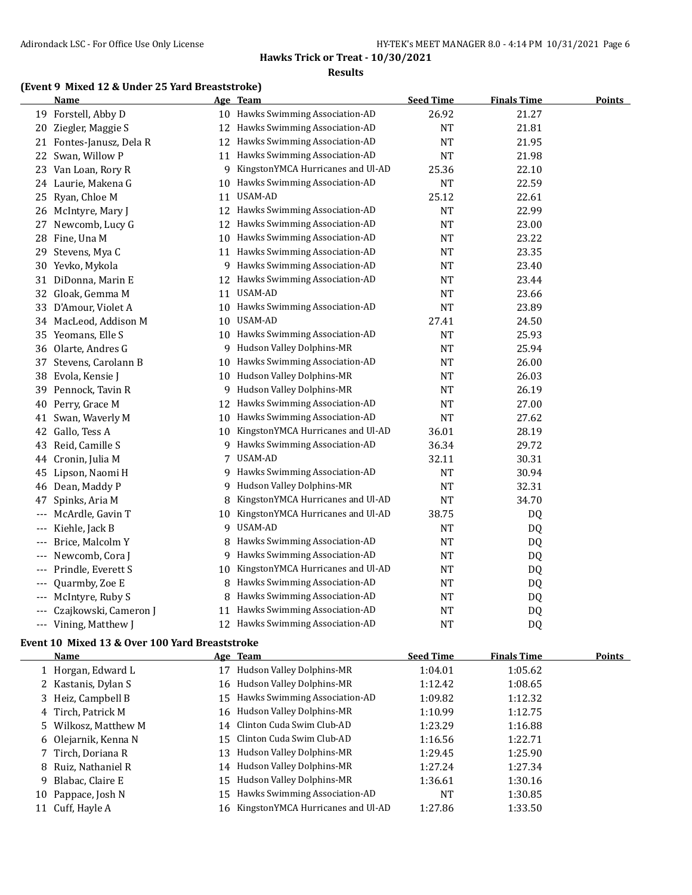**Hawks Trick or Treat - 10/30/2021**

**Results**

### (Event 9 Mixed 12 & Under 25 Yard Breaststroke)

| | Name | Age | Team | Seed Time | Finals Time | Points |
|---|---|---|---|---|---|---|
| 19 | Forstell, Abby D | 10 | Hawks Swimming Association-AD | 26.92 | 21.27 | |
| 20 | Ziegler, Maggie S | 12 | Hawks Swimming Association-AD | NT | 21.81 | |
| 21 | Fontes-Janusz, Dela R | 12 | Hawks Swimming Association-AD | NT | 21.95 | |
| 22 | Swan, Willow P | 11 | Hawks Swimming Association-AD | NT | 21.98 | |
| 23 | Van Loan, Rory R | 9 | KingstonYMCA Hurricanes and Ul-AD | 25.36 | 22.10 | |
| 24 | Laurie, Makena G | 10 | Hawks Swimming Association-AD | NT | 22.59 | |
| 25 | Ryan, Chloe M | 11 | USAM-AD | 25.12 | 22.61 | |
| 26 | McIntyre, Mary J | 12 | Hawks Swimming Association-AD | NT | 22.99 | |
| 27 | Newcomb, Lucy G | 12 | Hawks Swimming Association-AD | NT | 23.00 | |
| 28 | Fine, Una M | 10 | Hawks Swimming Association-AD | NT | 23.22 | |
| 29 | Stevens, Mya C | 11 | Hawks Swimming Association-AD | NT | 23.35 | |
| 30 | Yevko, Mykola | 9 | Hawks Swimming Association-AD | NT | 23.40 | |
| 31 | DiDonna, Marin E | 12 | Hawks Swimming Association-AD | NT | 23.44 | |
| 32 | Gloak, Gemma M | 11 | USAM-AD | NT | 23.66 | |
| 33 | D'Amour, Violet A | 10 | Hawks Swimming Association-AD | NT | 23.89 | |
| 34 | MacLeod, Addison M | 10 | USAM-AD | 27.41 | 24.50 | |
| 35 | Yeomans, Elle S | 10 | Hawks Swimming Association-AD | NT | 25.93 | |
| 36 | Olarte, Andres G | 9 | Hudson Valley Dolphins-MR | NT | 25.94 | |
| 37 | Stevens, Carolann B | 10 | Hawks Swimming Association-AD | NT | 26.00 | |
| 38 | Evola, Kensie J | 10 | Hudson Valley Dolphins-MR | NT | 26.03 | |
| 39 | Pennock, Tavin R | 9 | Hudson Valley Dolphins-MR | NT | 26.19 | |
| 40 | Perry, Grace M | 12 | Hawks Swimming Association-AD | NT | 27.00 | |
| 41 | Swan, Waverly M | 10 | Hawks Swimming Association-AD | NT | 27.62 | |
| 42 | Gallo, Tess A | 10 | KingstonYMCA Hurricanes and Ul-AD | 36.01 | 28.19 | |
| 43 | Reid, Camille S | 9 | Hawks Swimming Association-AD | 36.34 | 29.72 | |
| 44 | Cronin, Julia M | 7 | USAM-AD | 32.11 | 30.31 | |
| 45 | Lipson, Naomi H | 9 | Hawks Swimming Association-AD | NT | 30.94 | |
| 46 | Dean, Maddy P | 9 | Hudson Valley Dolphins-MR | NT | 32.31 | |
| 47 | Spinks, Aria M | 8 | KingstonYMCA Hurricanes and Ul-AD | NT | 34.70 | |
| --- | McArdle, Gavin T | 10 | KingstonYMCA Hurricanes and Ul-AD | 38.75 | DQ | |
| --- | Kiehle, Jack B | 9 | USAM-AD | NT | DQ | |
| --- | Brice, Malcolm Y | 8 | Hawks Swimming Association-AD | NT | DQ | |
| --- | Newcomb, Cora J | 9 | Hawks Swimming Association-AD | NT | DQ | |
| --- | Prindle, Everett S | 10 | KingstonYMCA Hurricanes and Ul-AD | NT | DQ | |
| --- | Quarmby, Zoe E | 8 | Hawks Swimming Association-AD | NT | DQ | |
| --- | McIntyre, Ruby S | 8 | Hawks Swimming Association-AD | NT | DQ | |
| --- | Czajkowski, Cameron J | 11 | Hawks Swimming Association-AD | NT | DQ | |
| --- | Vining, Matthew J | 12 | Hawks Swimming Association-AD | NT | DQ | |

### Event 10 Mixed 13 & Over 100 Yard Breaststroke

| | Name | Age | Team | Seed Time | Finals Time | Points |
|---|---|---|---|---|---|---|
| 1 | Horgan, Edward L | 17 | Hudson Valley Dolphins-MR | 1:04.01 | 1:05.62 | |
| 2 | Kastanis, Dylan S | 16 | Hudson Valley Dolphins-MR | 1:12.42 | 1:08.65 | |
| 3 | Heiz, Campbell B | 15 | Hawks Swimming Association-AD | 1:09.82 | 1:12.32 | |
| 4 | Tirch, Patrick M | 16 | Hudson Valley Dolphins-MR | 1:10.99 | 1:12.75 | |
| 5 | Wilkosz, Matthew M | 14 | Clinton Cuda Swim Club-AD | 1:23.29 | 1:16.88 | |
| 6 | Olejarnik, Kenna N | 15 | Clinton Cuda Swim Club-AD | 1:16.56 | 1:22.71 | |
| 7 | Tirch, Doriana R | 13 | Hudson Valley Dolphins-MR | 1:29.45 | 1:25.90 | |
| 8 | Ruiz, Nathaniel R | 14 | Hudson Valley Dolphins-MR | 1:27.24 | 1:27.34 | |
| 9 | Blabac, Claire E | 15 | Hudson Valley Dolphins-MR | 1:36.61 | 1:30.16 | |
| 10 | Pappace, Josh N | 15 | Hawks Swimming Association-AD | NT | 1:30.85 | |
| 11 | Cuff, Hayle A | 16 | KingstonYMCA Hurricanes and Ul-AD | 1:27.86 | 1:33.50 | |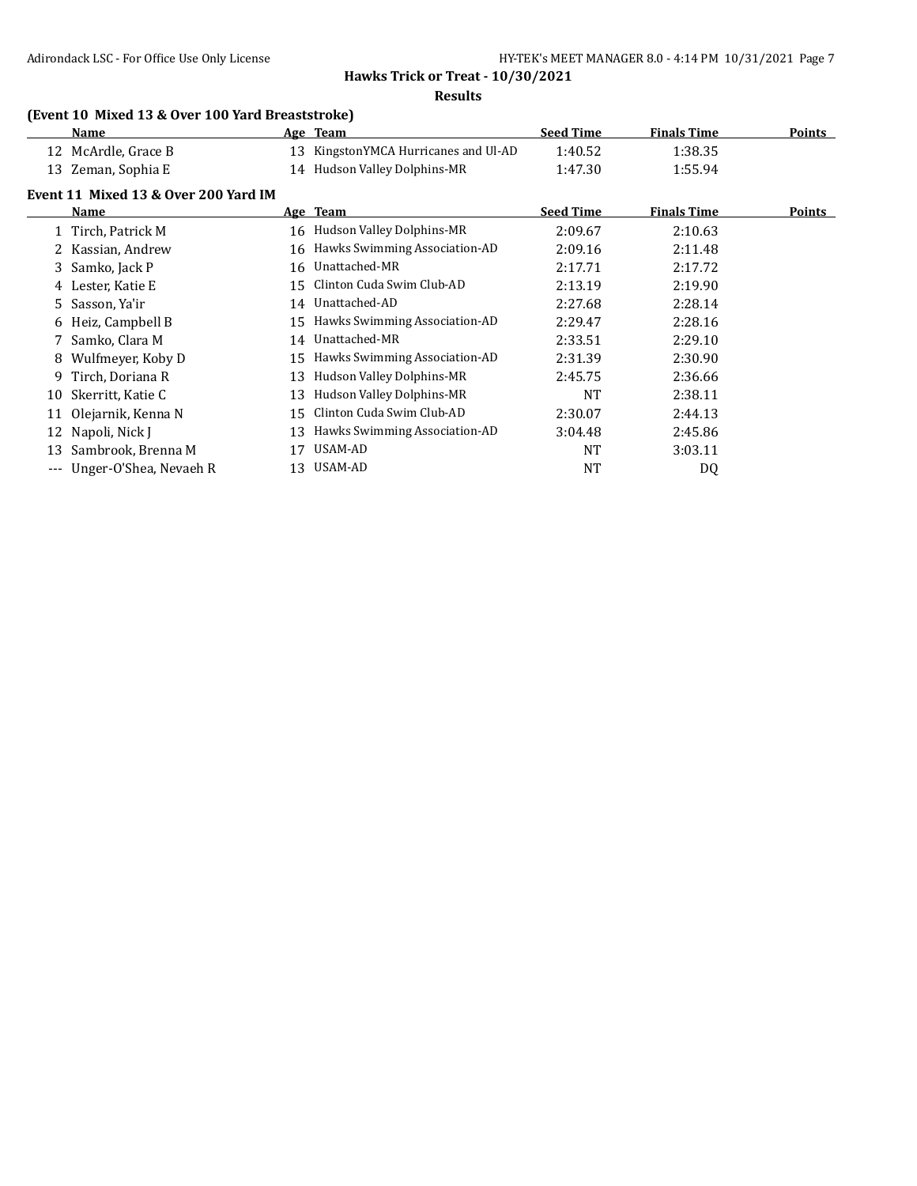**Hawks Trick or Treat - 10/30/2021**

**Results**

### (Event 10 Mixed 13 & Over 100 Yard Breaststroke)

| | Name | Age | Team | Seed Time | Finals Time | Points |
|---|---|---|---|---|---|---|
| 12 | McArdle, Grace B | 13 | KingstonYMCA Hurricanes and Ul-AD | 1:40.52 | 1:38.35 | |
| 13 | Zeman, Sophia E | 14 | Hudson Valley Dolphins-MR | 1:47.30 | 1:55.94 | |

### Event 11 Mixed 13 & Over 200 Yard IM

| | Name | Age | Team | Seed Time | Finals Time | Points |
|---|---|---|---|---|---|---|
| 1 | Tirch, Patrick M | 16 | Hudson Valley Dolphins-MR | 2:09.67 | 2:10.63 | |
| 2 | Kassian, Andrew | 16 | Hawks Swimming Association-AD | 2:09.16 | 2:11.48 | |
| 3 | Samko, Jack P | 16 | Unattached-MR | 2:17.71 | 2:17.72 | |
| 4 | Lester, Katie E | 15 | Clinton Cuda Swim Club-AD | 2:13.19 | 2:19.90 | |
| 5 | Sasson, Ya'ir | 14 | Unattached-AD | 2:27.68 | 2:28.14 | |
| 6 | Heiz, Campbell B | 15 | Hawks Swimming Association-AD | 2:29.47 | 2:28.16 | |
| 7 | Samko, Clara M | 14 | Unattached-MR | 2:33.51 | 2:29.10 | |
| 8 | Wulfmeyer, Koby D | 15 | Hawks Swimming Association-AD | 2:31.39 | 2:30.90 | |
| 9 | Tirch, Doriana R | 13 | Hudson Valley Dolphins-MR | 2:45.75 | 2:36.66 | |
| 10 | Skerritt, Katie C | 13 | Hudson Valley Dolphins-MR | NT | 2:38.11 | |
| 11 | Olejarnik, Kenna N | 15 | Clinton Cuda Swim Club-AD | 2:30.07 | 2:44.13 | |
| 12 | Napoli, Nick J | 13 | Hawks Swimming Association-AD | 3:04.48 | 2:45.86 | |
| 13 | Sambrook, Brenna M | 17 | USAM-AD | NT | 3:03.11 | |
| --- | Unger-O'Shea, Nevaeh R | 13 | USAM-AD | NT | DQ | |